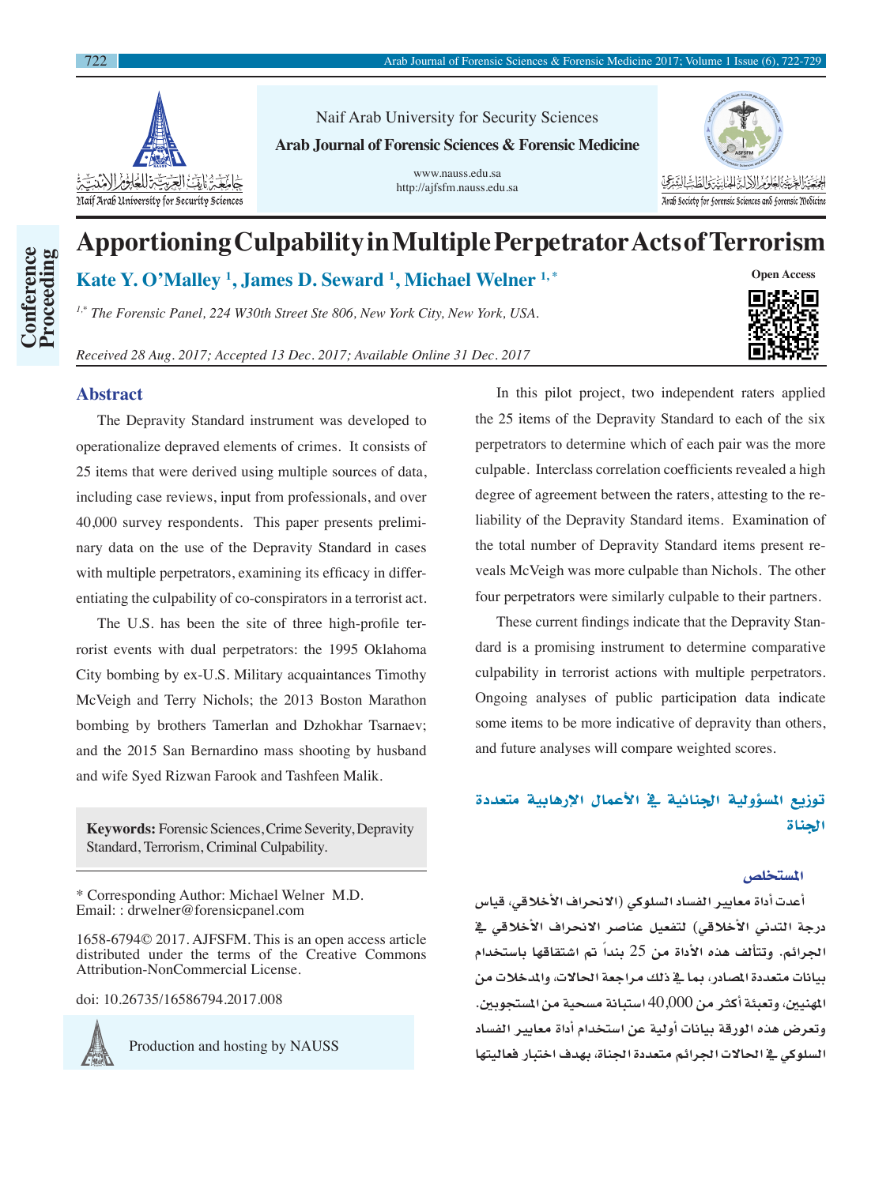Naif Arab University for Security Sciences

**Arab Journal of Forensic Sciences & Forensic Medicine**

www.nauss.edu.sa
http://ajfsfm.nauss.edu.sa

Conference Proceeding

# Apportioning Culpability in Multiple Perpetrator Acts of Terrorism

**Kate Y. O'Malley [1], James D. Seward [1], Michael Welner [1,*]**

Open Access

[1,*] *The Forensic Panel, 224 W30th Street Ste 806, New York City, New York, USA.*

*Received 28 Aug. 2017; Accepted 13 Dec. 2017; Available Online 31 Dec. 2017*

## Abstract

The Depravity Standard instrument was developed to operationalize depraved elements of crimes. It consists of 25 items that were derived using multiple sources of data, including case reviews, input from professionals, and over 40,000 survey respondents. This paper presents preliminary data on the use of the Depravity Standard in cases with multiple perpetrators, examining its efficacy in differentiating the culpability of co-conspirators in a terrorist act.

The U.S. has been the site of three high-profile terrorist events with dual perpetrators: the 1995 Oklahoma City bombing by ex-U.S. Military acquaintances Timothy McVeigh and Terry Nichols; the 2013 Boston Marathon bombing by brothers Tamerlan and Dzhokhar Tsarnaev; and the 2015 San Bernardino mass shooting by husband and wife Syed Rizwan Farook and Tashfeen Malik.

In this pilot project, two independent raters applied the 25 items of the Depravity Standard to each of the six perpetrators to determine which of each pair was the more culpable. Interclass correlation coefficients revealed a high degree of agreement between the raters, attesting to the reliability of the Depravity Standard items. Examination of the total number of Depravity Standard items present reveals McVeigh was more culpable than Nichols. The other four perpetrators were similarly culpable to their partners.

These current findings indicate that the Depravity Standard is a promising instrument to determine comparative culpability in terrorist actions with multiple perpetrators. Ongoing analyses of public participation data indicate some items to be more indicative of depravity than others, and future analyses will compare weighted scores.

**Keywords:** Forensic Sciences, Crime Severity, Depravity Standard, Terrorism, Criminal Culpability.

\* Corresponding Author: Michael Welner M.D.
Email: : drwelner@forensicpanel.com

1658-6794© 2017. AJFSFM. This is an open access article distributed under the terms of the Creative Commons Attribution-NonCommercial License.

doi: 10.26735/16586794.2017.008

Production and hosting by NAUSS

## توزيع المسؤولية الجنائية في الأعمال الإرهابية متعددة الجناة

### المستخلص

أعدت أداة معايير الفساد السلوكي (الانحراف الأخلاقي، قياس درجة التدني الأخلاقي) لتفعيل عناصر الانحراف الأخلاقي في الجرائم. وتتألف هذه الأداة من 25 بنداً تم اشتقاقها باستخدام بيانات متعددة المصادر، بما في ذلك مراجعة الحالات، والمدخلات من المهنيين، وتعبئة أكثر من 40,000 استبانة مسحية من المستجوبين. وتعرض هذه الورقة بيانات أولية عن استخدام أداة معايير الفساد السلوكي في الحالات الجرائم متعددة الجناة، بهدف اختبار فعاليتها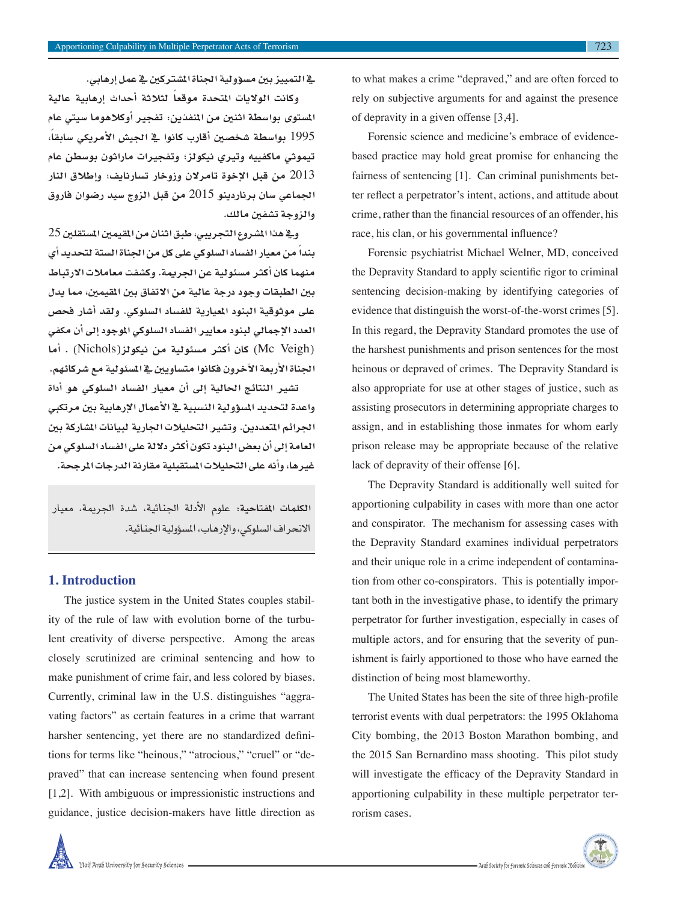في التمييز بين مسؤولية الجناة المشتركين في عمل إرهابي.

وكانت الولايات المتحدة موقعاً لثلاثة أحداث إرهابية عالية المستوى بواسطة اثنين من المنفذين: تفجير أوكلاهوما سيتي عام 1995 بواسطة شخصين أقارب كانوا في الجيش الأمريكي سابقاً، تيموثي ماكفيه وتيري نيكولز؛ وتفجيرات ماراثون بوسطن عام 2013 من قبل الإخوة تامرلان وزوخار تسارنايف؛ وإطلاق النار الجماعي سان برناردينو 2015 من قبل الزوج سيد رضوان فاروق والزوجة تشفين مالك.

وفي هذا المشروع التجريبي، طبق اثنان من المقيمين المستقلين 25 بنداً من معيار الفساد السلوكي على كل من الجناة الستة لتحديد أي منهما كان أكثر مسئولية عن الجريمة. وكشفت معاملات الارتباط بين الطبقات وجود درجة عالية من الاتفاق بين المقيمين، مما يدل على موثوقية البنود المعيارية للفساد السلوكي. ولقد أشار فحص العدد الإجمالي لبنود معايير الفساد السلوكي الموجود إلى أن مكفي (Mc Veigh) كان أكثر مسئولية من نيكولز(Nichols) . أما الجناة الأربعة الآخرون فكانوا متساويين في المسئولية مع شركائهم.

تشير النتائج الحالية إلى أن معيار الفساد السلوكي هو أداة واعدة لتحديد المسؤولية النسبية في الأعمال الإرهابية بين مرتكبي الجرائم المتعددين. وتشير التحليلات الجارية لبيانات المشاركة بين العامة إلى أن بعض البنود تكون أكثر دلالة على الفساد السلوكي من غيرها، وأنه على التحليلات المستقبلية مقارنة الدرجات المرجحة.

**الكلمات المفتاحية:** علوم الأدلة الجنائية، شدة الجريمة، معيار الانحراف السلوكي، والإرهاب، المسؤولية الجنائية.

## 1. Introduction

The justice system in the United States couples stability of the rule of law with evolution borne of the turbulent creativity of diverse perspective. Among the areas closely scrutinized are criminal sentencing and how to make punishment of crime fair, and less colored by biases. Currently, criminal law in the U.S. distinguishes "aggravating factors" as certain features in a crime that warrant harsher sentencing, yet there are no standardized definitions for terms like "heinous," "atrocious," "cruel" or "depraved" that can increase sentencing when found present [1,2]. With ambiguous or impressionistic instructions and guidance, justice decision-makers have little direction as to what makes a crime "depraved," and are often forced to rely on subjective arguments for and against the presence of depravity in a given offense [3,4].

Forensic science and medicine's embrace of evidence-based practice may hold great promise for enhancing the fairness of sentencing [1]. Can criminal punishments better reflect a perpetrator's intent, actions, and attitude about crime, rather than the financial resources of an offender, his race, his clan, or his governmental influence?

Forensic psychiatrist Michael Welner, MD, conceived the Depravity Standard to apply scientific rigor to criminal sentencing decision-making by identifying categories of evidence that distinguish the worst-of-the-worst crimes [5]. In this regard, the Depravity Standard promotes the use of the harshest punishments and prison sentences for the most heinous or depraved of crimes. The Depravity Standard is also appropriate for use at other stages of justice, such as assisting prosecutors in determining appropriate charges to assign, and in establishing those inmates for whom early prison release may be appropriate because of the relative lack of depravity of their offense [6].

The Depravity Standard is additionally well suited for apportioning culpability in cases with more than one actor and conspirator. The mechanism for assessing cases with the Depravity Standard examines individual perpetrators and their unique role in a crime independent of contamination from other co-conspirators. This is potentially important both in the investigative phase, to identify the primary perpetrator for further investigation, especially in cases of multiple actors, and for ensuring that the severity of punishment is fairly apportioned to those who have earned the distinction of being most blameworthy.

The United States has been the site of three high-profile terrorist events with dual perpetrators: the 1995 Oklahoma City bombing, the 2013 Boston Marathon bombing, and the 2015 San Bernardino mass shooting. This pilot study will investigate the efficacy of the Depravity Standard in apportioning culpability in these multiple perpetrator terrorism cases.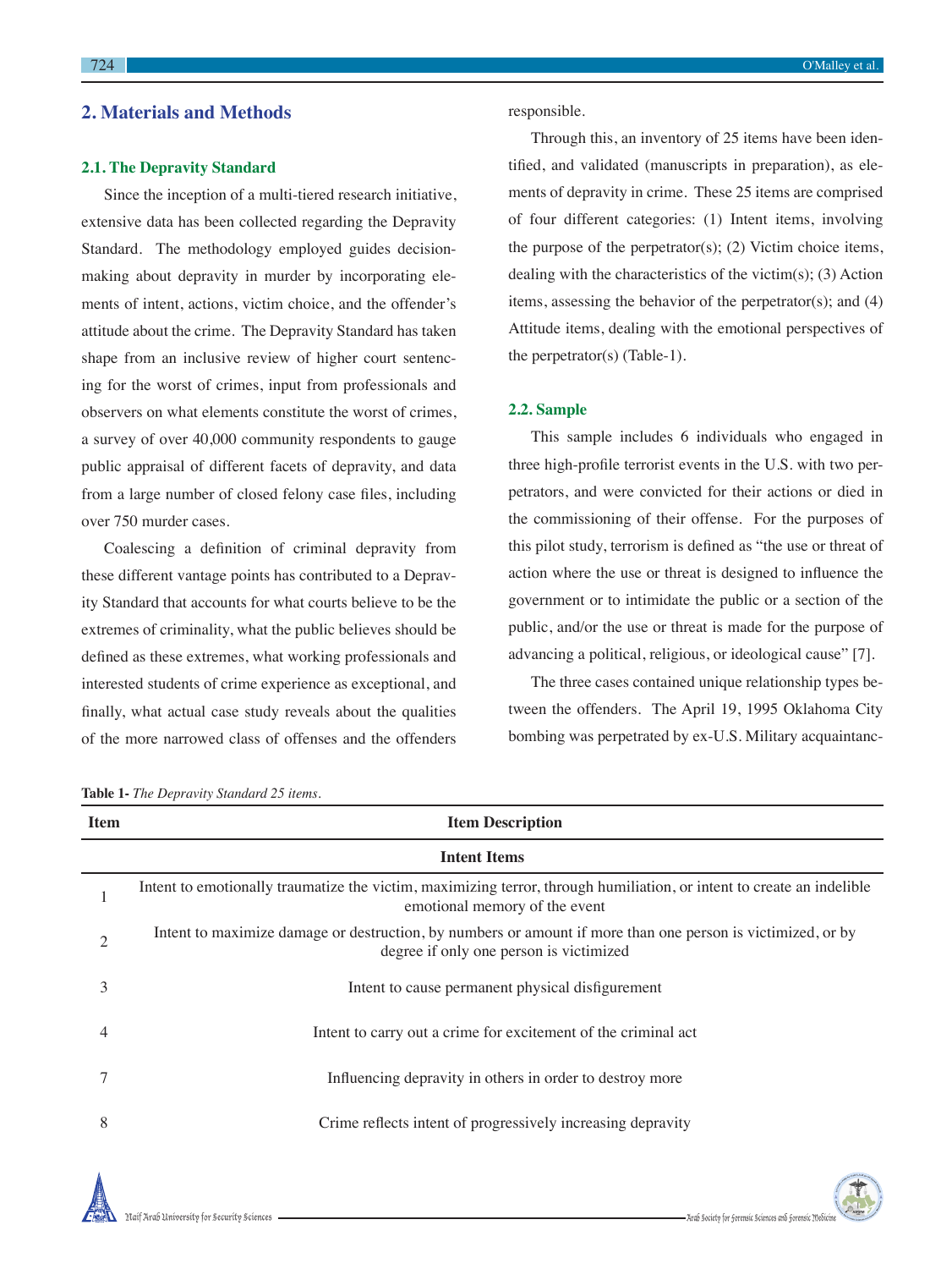## 2. Materials and Methods

### 2.1. The Depravity Standard

Since the inception of a multi-tiered research initiative, extensive data has been collected regarding the Depravity Standard. The methodology employed guides decision-making about depravity in murder by incorporating elements of intent, actions, victim choice, and the offender's attitude about the crime. The Depravity Standard has taken shape from an inclusive review of higher court sentencing for the worst of crimes, input from professionals and observers on what elements constitute the worst of crimes, a survey of over 40,000 community respondents to gauge public appraisal of different facets of depravity, and data from a large number of closed felony case files, including over 750 murder cases.

Coalescing a definition of criminal depravity from these different vantage points has contributed to a Depravity Standard that accounts for what courts believe to be the extremes of criminality, what the public believes should be defined as these extremes, what working professionals and interested students of crime experience as exceptional, and finally, what actual case study reveals about the qualities of the more narrowed class of offenses and the offenders responsible.

Through this, an inventory of 25 items have been identified, and validated (manuscripts in preparation), as elements of depravity in crime. These 25 items are comprised of four different categories: (1) Intent items, involving the purpose of the perpetrator(s); (2) Victim choice items, dealing with the characteristics of the victim(s); (3) Action items, assessing the behavior of the perpetrator(s); and (4) Attitude items, dealing with the emotional perspectives of the perpetrator(s) (Table-1).

### 2.2. Sample

This sample includes 6 individuals who engaged in three high-profile terrorist events in the U.S. with two perpetrators, and were convicted for their actions or died in the commissioning of their offense. For the purposes of this pilot study, terrorism is defined as "the use or threat of action where the use or threat is designed to influence the government or to intimidate the public or a section of the public, and/or the use or threat is made for the purpose of advancing a political, religious, or ideological cause" [7].

The three cases contained unique relationship types between the offenders. The April 19, 1995 Oklahoma City bombing was perpetrated by ex-U.S. Military acquaintanc-

**Table 1-** *The Depravity Standard 25 items.*

| Item | Item Description |
|---|---|
| | **Intent Items** |
| 1 | Intent to emotionally traumatize the victim, maximizing terror, through humiliation, or intent to create an indelible emotional memory of the event |
| 2 | Intent to maximize damage or destruction, by numbers or amount if more than one person is victimized, or by degree if only one person is victimized |
| 3 | Intent to cause permanent physical disfigurement |
| 4 | Intent to carry out a crime for excitement of the criminal act |
| 7 | Influencing depravity in others in order to destroy more |
| 8 | Crime reflects intent of progressively increasing depravity |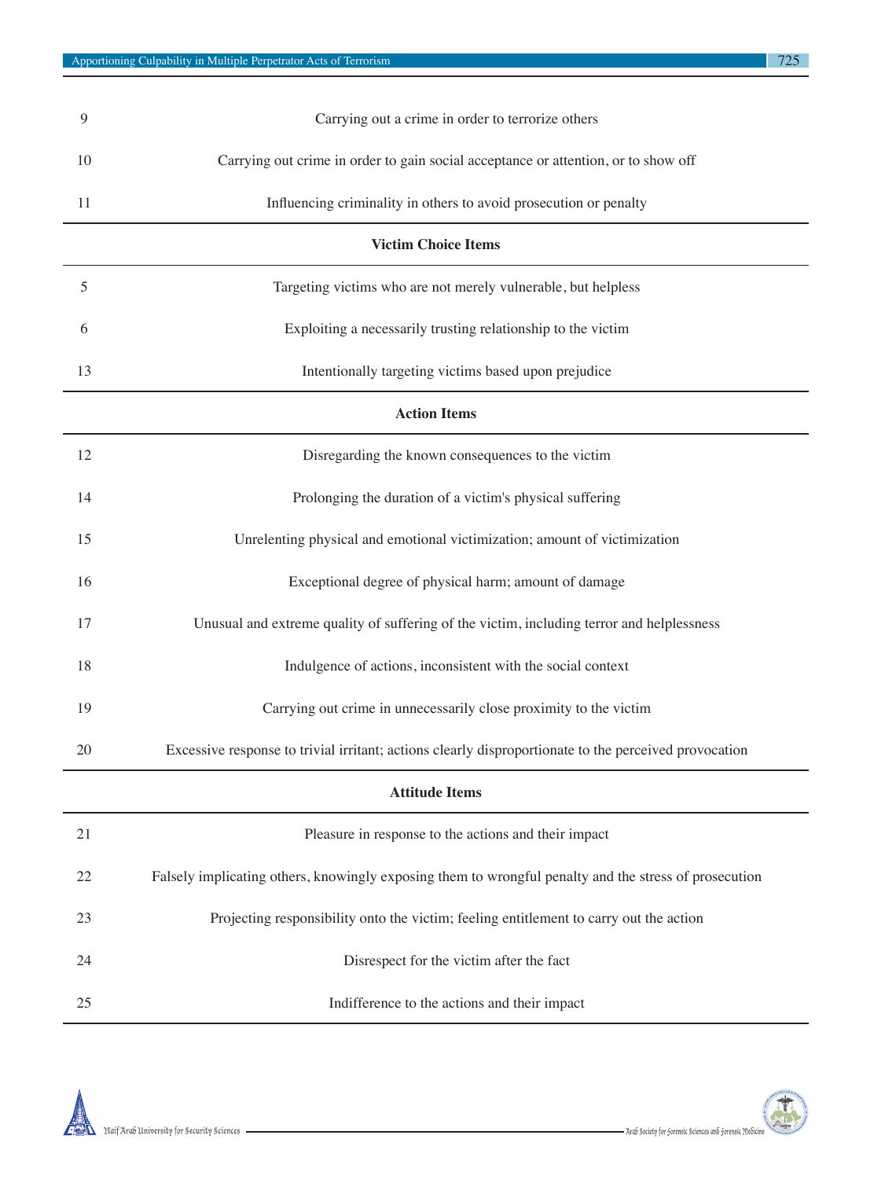| | |
|---|---|
| 9 | Carrying out a crime in order to terrorize others |
| 10 | Carrying out crime in order to gain social acceptance or attention, or to show off |
| 11 | Influencing criminality in others to avoid prosecution or penalty |
| | **Victim Choice Items** |
| 5 | Targeting victims who are not merely vulnerable, but helpless |
| 6 | Exploiting a necessarily trusting relationship to the victim |
| 13 | Intentionally targeting victims based upon prejudice |
| | **Action Items** |
| 12 | Disregarding the known consequences to the victim |
| 14 | Prolonging the duration of a victim's physical suffering |
| 15 | Unrelenting physical and emotional victimization; amount of victimization |
| 16 | Exceptional degree of physical harm; amount of damage |
| 17 | Unusual and extreme quality of suffering of the victim, including terror and helplessness |
| 18 | Indulgence of actions, inconsistent with the social context |
| 19 | Carrying out crime in unnecessarily close proximity to the victim |
| 20 | Excessive response to trivial irritant; actions clearly disproportionate to the perceived provocation |
| | **Attitude Items** |
| 21 | Pleasure in response to the actions and their impact |
| 22 | Falsely implicating others, knowingly exposing them to wrongful penalty and the stress of prosecution |
| 23 | Projecting responsibility onto the victim; feeling entitlement to carry out the action |
| 24 | Disrespect for the victim after the fact |
| 25 | Indifference to the actions and their impact |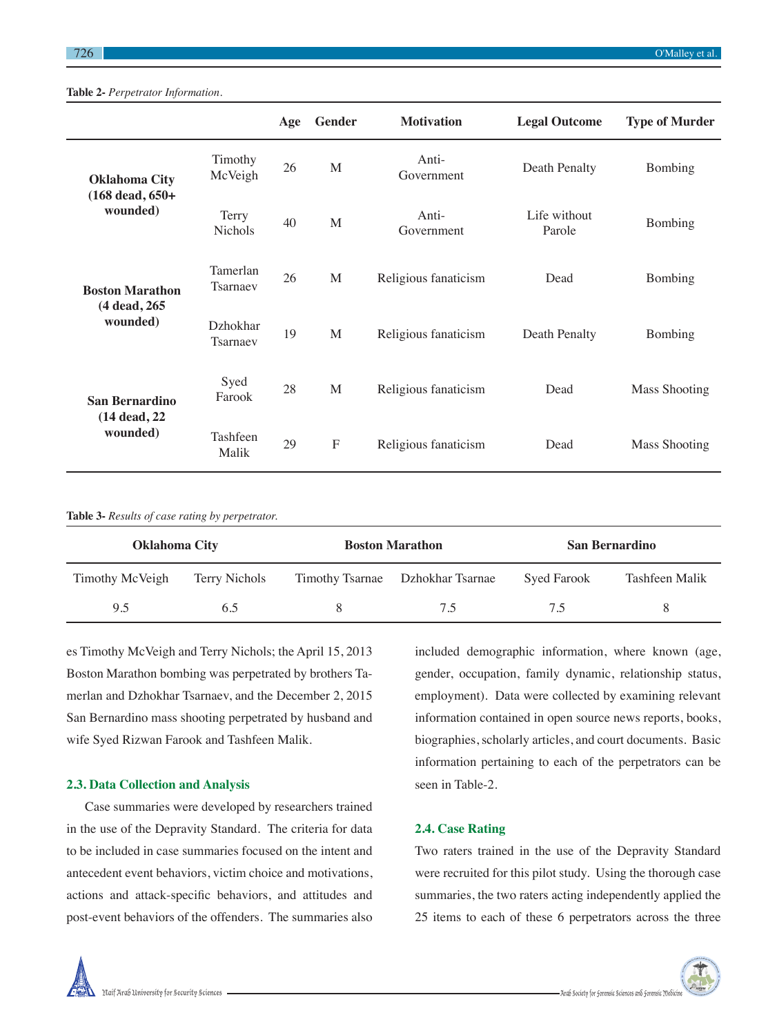**Table 2-** *Perpetrator Information.*

| | | Age | Gender | Motivation | Legal Outcome | Type of Murder |
|---|---|---|---|---|---|---|
| **Oklahoma City (168 dead, 650+ wounded)** | Timothy McVeigh | 26 | M | Anti-Government | Death Penalty | Bombing |
| | Terry Nichols | 40 | M | Anti-Government | Life without Parole | Bombing |
| **Boston Marathon (4 dead, 265 wounded)** | Tamerlan Tsarnaev | 26 | M | Religious fanaticism | Dead | Bombing |
| | Dzhokhar Tsarnaev | 19 | M | Religious fanaticism | Death Penalty | Bombing |
| **San Bernardino (14 dead, 22 wounded)** | Syed Farook | 28 | M | Religious fanaticism | Dead | Mass Shooting |
| | Tashfeen Malik | 29 | F | Religious fanaticism | Dead | Mass Shooting |

**Table 3-** *Results of case rating by perpetrator.*

| Oklahoma City | | Boston Marathon | | San Bernardino | |
|---|---|---|---|---|---|
| Timothy McVeigh | Terry Nichols | Timothy Tsarnae | Dzhokhar Tsarnae | Syed Farook | Tashfeen Malik |
| 9.5 | 6.5 | 8 | 7.5 | 7.5 | 8 |

es Timothy McVeigh and Terry Nichols; the April 15, 2013 Boston Marathon bombing was perpetrated by brothers Tamerlan and Dzhokhar Tsarnaev, and the December 2, 2015 San Bernardino mass shooting perpetrated by husband and wife Syed Rizwan Farook and Tashfeen Malik.

### 2.3. Data Collection and Analysis

Case summaries were developed by researchers trained in the use of the Depravity Standard. The criteria for data to be included in case summaries focused on the intent and antecedent event behaviors, victim choice and motivations, actions and attack-specific behaviors, and attitudes and post-event behaviors of the offenders. The summaries also included demographic information, where known (age, gender, occupation, family dynamic, relationship status, employment). Data were collected by examining relevant information contained in open source news reports, books, biographies, scholarly articles, and court documents. Basic information pertaining to each of the perpetrators can be seen in Table-2.

### 2.4. Case Rating

Two raters trained in the use of the Depravity Standard were recruited for this pilot study. Using the thorough case summaries, the two raters acting independently applied the 25 items to each of these 6 perpetrators across the three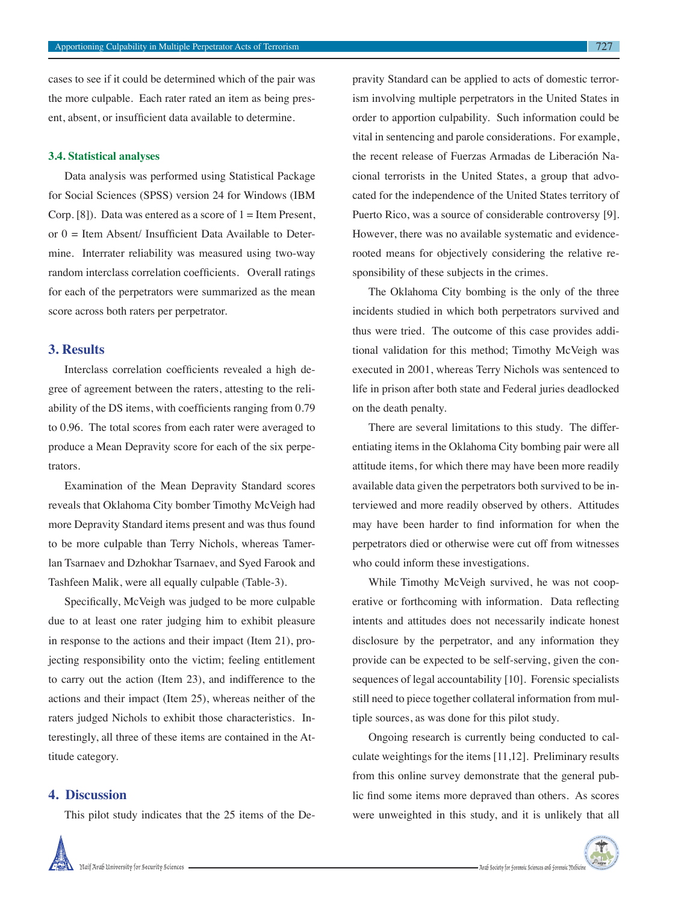cases to see if it could be determined which of the pair was the more culpable. Each rater rated an item as being present, absent, or insufficient data available to determine.

### 3.4. Statistical analyses

Data analysis was performed using Statistical Package for Social Sciences (SPSS) version 24 for Windows (IBM Corp. [8]). Data was entered as a score of 1 = Item Present, or 0 = Item Absent/ Insufficient Data Available to Determine. Interrater reliability was measured using two-way random interclass correlation coefficients. Overall ratings for each of the perpetrators were summarized as the mean score across both raters per perpetrator.

## 3. Results

Interclass correlation coefficients revealed a high degree of agreement between the raters, attesting to the reliability of the DS items, with coefficients ranging from 0.79 to 0.96. The total scores from each rater were averaged to produce a Mean Depravity score for each of the six perpetrators.

Examination of the Mean Depravity Standard scores reveals that Oklahoma City bomber Timothy McVeigh had more Depravity Standard items present and was thus found to be more culpable than Terry Nichols, whereas Tamerlan Tsarnaev and Dzhokhar Tsarnaev, and Syed Farook and Tashfeen Malik, were all equally culpable (Table-3).

Specifically, McVeigh was judged to be more culpable due to at least one rater judging him to exhibit pleasure in response to the actions and their impact (Item 21), projecting responsibility onto the victim; feeling entitlement to carry out the action (Item 23), and indifference to the actions and their impact (Item 25), whereas neither of the raters judged Nichols to exhibit those characteristics. Interestingly, all three of these items are contained in the Attitude category.

## 4. Discussion

This pilot study indicates that the 25 items of the Depravity Standard can be applied to acts of domestic terrorism involving multiple perpetrators in the United States in order to apportion culpability. Such information could be vital in sentencing and parole considerations. For example, the recent release of Fuerzas Armadas de Liberación Nacional terrorists in the United States, a group that advocated for the independence of the United States territory of Puerto Rico, was a source of considerable controversy [9]. However, there was no available systematic and evidence-rooted means for objectively considering the relative responsibility of these subjects in the crimes.

The Oklahoma City bombing is the only of the three incidents studied in which both perpetrators survived and thus were tried. The outcome of this case provides additional validation for this method; Timothy McVeigh was executed in 2001, whereas Terry Nichols was sentenced to life in prison after both state and Federal juries deadlocked on the death penalty.

There are several limitations to this study. The differentiating items in the Oklahoma City bombing pair were all attitude items, for which there may have been more readily available data given the perpetrators both survived to be interviewed and more readily observed by others. Attitudes may have been harder to find information for when the perpetrators died or otherwise were cut off from witnesses who could inform these investigations.

While Timothy McVeigh survived, he was not cooperative or forthcoming with information. Data reflecting intents and attitudes does not necessarily indicate honest disclosure by the perpetrator, and any information they provide can be expected to be self-serving, given the consequences of legal accountability [10]. Forensic specialists still need to piece together collateral information from multiple sources, as was done for this pilot study.

Ongoing research is currently being conducted to calculate weightings for the items [11,12]. Preliminary results from this online survey demonstrate that the general public find some items more depraved than others. As scores were unweighted in this study, and it is unlikely that all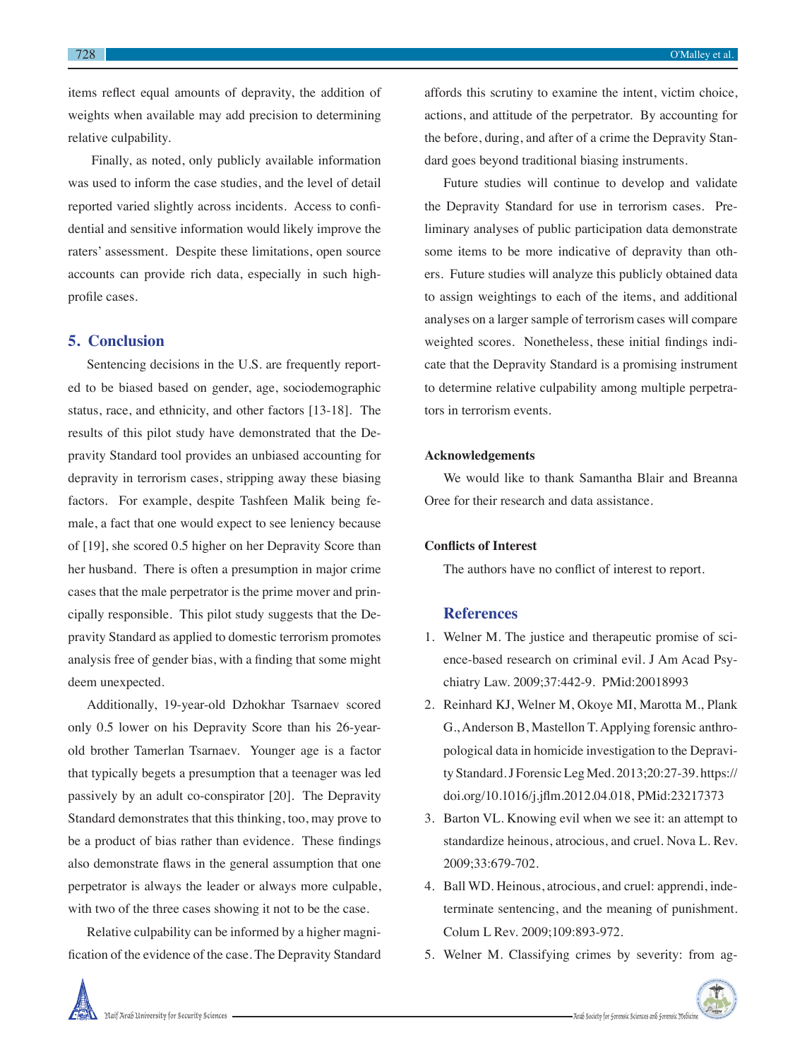items reflect equal amounts of depravity, the addition of weights when available may add precision to determining relative culpability.

Finally, as noted, only publicly available information was used to inform the case studies, and the level of detail reported varied slightly across incidents. Access to confidential and sensitive information would likely improve the raters' assessment. Despite these limitations, open source accounts can provide rich data, especially in such high-profile cases.

## 5. Conclusion

Sentencing decisions in the U.S. are frequently reported to be biased based on gender, age, sociodemographic status, race, and ethnicity, and other factors [13-18]. The results of this pilot study have demonstrated that the Depravity Standard tool provides an unbiased accounting for depravity in terrorism cases, stripping away these biasing factors. For example, despite Tashfeen Malik being female, a fact that one would expect to see leniency because of [19], she scored 0.5 higher on her Depravity Score than her husband. There is often a presumption in major crime cases that the male perpetrator is the prime mover and principally responsible. This pilot study suggests that the Depravity Standard as applied to domestic terrorism promotes analysis free of gender bias, with a finding that some might deem unexpected.

Additionally, 19-year-old Dzhokhar Tsarnaev scored only 0.5 lower on his Depravity Score than his 26-year-old brother Tamerlan Tsarnaev. Younger age is a factor that typically begets a presumption that a teenager was led passively by an adult co-conspirator [20]. The Depravity Standard demonstrates that this thinking, too, may prove to be a product of bias rather than evidence. These findings also demonstrate flaws in the general assumption that one perpetrator is always the leader or always more culpable, with two of the three cases showing it not to be the case.

Relative culpability can be informed by a higher magnification of the evidence of the case. The Depravity Standard affords this scrutiny to examine the intent, victim choice, actions, and attitude of the perpetrator. By accounting for the before, during, and after of a crime the Depravity Standard goes beyond traditional biasing instruments.

Future studies will continue to develop and validate the Depravity Standard for use in terrorism cases. Preliminary analyses of public participation data demonstrate some items to be more indicative of depravity than others. Future studies will analyze this publicly obtained data to assign weightings to each of the items, and additional analyses on a larger sample of terrorism cases will compare weighted scores. Nonetheless, these initial findings indicate that the Depravity Standard is a promising instrument to determine relative culpability among multiple perpetrators in terrorism events.

### Acknowledgements

We would like to thank Samantha Blair and Breanna Oree for their research and data assistance.

### Conflicts of Interest

The authors have no conflict of interest to report.

## References

1. Welner M. The justice and therapeutic promise of science-based research on criminal evil. J Am Acad Psychiatry Law. 2009;37:442-9. PMid:20018993
2. Reinhard KJ, Welner M, Okoye MI, Marotta M., Plank G., Anderson B, Mastellon T. Applying forensic anthropological data in homicide investigation to the Depravity Standard. J Forensic Leg Med. 2013;20:27-39. https://doi.org/10.1016/j.jflm.2012.04.018, PMid:23217373
3. Barton VL. Knowing evil when we see it: an attempt to standardize heinous, atrocious, and cruel. Nova L. Rev. 2009;33:679-702.
4. Ball WD. Heinous, atrocious, and cruel: apprendi, indeterminate sentencing, and the meaning of punishment. Colum L Rev. 2009;109:893-972.
5. Welner M. Classifying crimes by severity: from ag-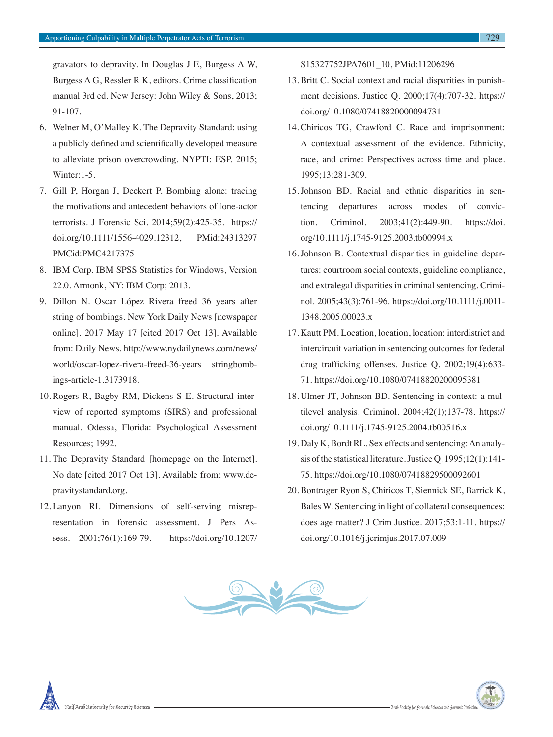gravators to depravity. In Douglas J E, Burgess A W, Burgess A G, Ressler R K, editors. Crime classification manual 3rd ed. New Jersey: John Wiley & Sons, 2013; 91-107.

6. Welner M, O'Malley K. The Depravity Standard: using a publicly defined and scientifically developed measure to alleviate prison overcrowding. NYPTI: ESP. 2015; Winter:1-5.
7. Gill P, Horgan J, Deckert P. Bombing alone: tracing the motivations and antecedent behaviors of lone-actor terrorists. J Forensic Sci. 2014;59(2):425-35. https://doi.org/10.1111/1556-4029.12312, PMid:24313297 PMCid:PMC4217375
8. IBM Corp. IBM SPSS Statistics for Windows, Version 22.0. Armonk, NY: IBM Corp; 2013.
9. Dillon N. Oscar López Rivera freed 36 years after string of bombings. New York Daily News [newspaper online]. 2017 May 17 [cited 2017 Oct 13]. Available from: Daily News. http://www.nydailynews.com/news/world/oscar-lopez-rivera-freed-36-years stringbombings-article-1.3173918.
10. Rogers R, Bagby RM, Dickens S E. Structural interview of reported symptoms (SIRS) and professional manual. Odessa, Florida: Psychological Assessment Resources; 1992.
11. The Depravity Standard [homepage on the Internet]. No date [cited 2017 Oct 13]. Available from: www.depravitystandard.org.
12. Lanyon RI. Dimensions of self-serving misrepresentation in forensic assessment. J Pers Assess. 2001;76(1):169-79. https://doi.org/10.1207/S15327752JPA7601_10, PMid:11206296
13. Britt C. Social context and racial disparities in punishment decisions. Justice Q. 2000;17(4):707-32. https://doi.org/10.1080/07418820000094731
14. Chiricos TG, Crawford C. Race and imprisonment: A contextual assessment of the evidence. Ethnicity, race, and crime: Perspectives across time and place. 1995;13:281-309.
15. Johnson BD. Racial and ethnic disparities in sentencing departures across modes of conviction. Criminol. 2003;41(2):449-90. https://doi.org/10.1111/j.1745-9125.2003.tb00994.x
16. Johnson B. Contextual disparities in guideline departures: courtroom social contexts, guideline compliance, and extralegal disparities in criminal sentencing. Criminol. 2005;43(3):761-96. https://doi.org/10.1111/j.0011-1348.2005.00023.x
17. Kautt PM. Location, location, location: interdistrict and intercircuit variation in sentencing outcomes for federal drug trafficking offenses. Justice Q. 2002;19(4):633-71. https://doi.org/10.1080/07418820200095381
18. Ulmer JT, Johnson BD. Sentencing in context: a multilevel analysis. Criminol. 2004;42(1);137-78. https://doi.org/10.1111/j.1745-9125.2004.tb00516.x
19. Daly K, Bordt RL. Sex effects and sentencing: An analysis of the statistical literature. Justice Q. 1995;12(1):141-75. https://doi.org/10.1080/07418829500092601
20. Bontrager Ryon S, Chiricos T, Siennick SE, Barrick K, Bales W. Sentencing in light of collateral consequences: does age matter? J Crim Justice. 2017;53:1-11. https://doi.org/10.1016/j.jcrimjus.2017.07.009